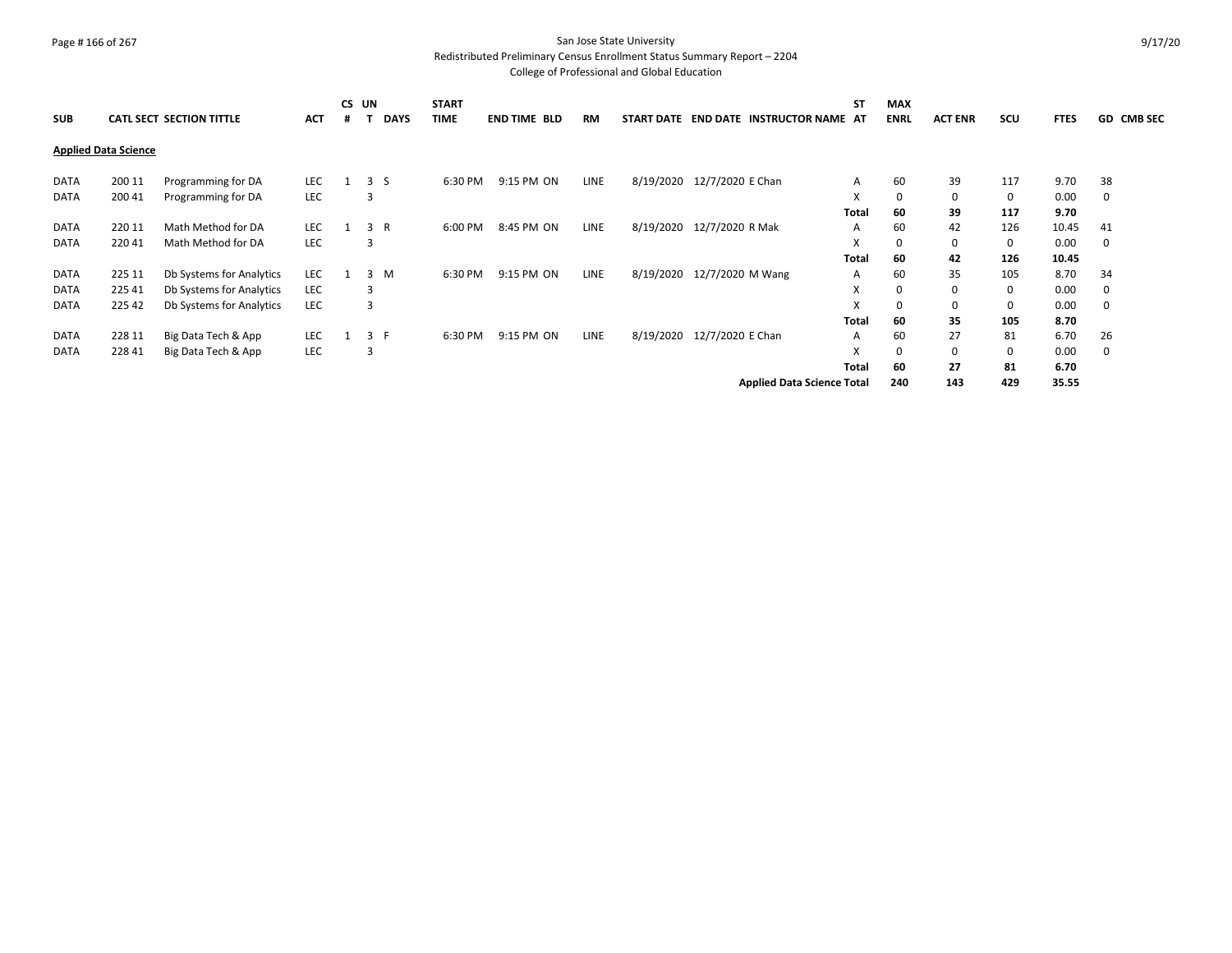San Jose State University
Redistributed Preliminary Census Enrollment Status Summary Report – 2204
College of Professional and Global Education

| SUB | CATL | SECT | SECTION TITTLE | ACT | CS # | UN T | DAYS | START TIME | END TIME | BLD | RM | START DATE | END DATE | INSTRUCTOR NAME | ST AT | MAX ENRL | ACT ENR | SCU | FTES | GD | CMB SEC |
|---|---|---|---|---|---|---|---|---|---|---|---|---|---|---|---|---|---|---|---|---|---|
| **Applied Data Science** | | | | | | | | | | | | | | | | | | | | | |
| DATA | 200 | 11 | Programming for DA | LEC | 1 | 3 | S | 6:30 PM | 9:15 PM | ON | LINE | 8/19/2020 | 12/7/2020 | E Chan | A | 60 | 39 | 117 | 9.70 | 38 | |
| DATA | 200 | 41 | Programming for DA | LEC | | 3 | | | | | | | | | X | 0 | 0 | 0 | 0.00 | 0 | |
| | | | | | | | | | | | | | | | **Total** | **60** | **39** | **117** | **9.70** | | |
| DATA | 220 | 11 | Math Method for DA | LEC | 1 | 3 | R | 6:00 PM | 8:45 PM | ON | LINE | 8/19/2020 | 12/7/2020 | R Mak | A | 60 | 42 | 126 | 10.45 | 41 | |
| DATA | 220 | 41 | Math Method for DA | LEC | | 3 | | | | | | | | | X | 0 | 0 | 0 | 0.00 | 0 | |
| | | | | | | | | | | | | | | | **Total** | **60** | **42** | **126** | **10.45** | | |
| DATA | 225 | 11 | Db Systems for Analytics | LEC | 1 | 3 | M | 6:30 PM | 9:15 PM | ON | LINE | 8/19/2020 | 12/7/2020 | M Wang | A | 60 | 35 | 105 | 8.70 | 34 | |
| DATA | 225 | 41 | Db Systems for Analytics | LEC | | 3 | | | | | | | | | X | 0 | 0 | 0 | 0.00 | 0 | |
| DATA | 225 | 42 | Db Systems for Analytics | LEC | | 3 | | | | | | | | | X | 0 | 0 | 0 | 0.00 | 0 | |
| | | | | | | | | | | | | | | | **Total** | **60** | **35** | **105** | **8.70** | | |
| DATA | 228 | 11 | Big Data Tech & App | LEC | 1 | 3 | F | 6:30 PM | 9:15 PM | ON | LINE | 8/19/2020 | 12/7/2020 | E Chan | A | 60 | 27 | 81 | 6.70 | 26 | |
| DATA | 228 | 41 | Big Data Tech & App | LEC | | 3 | | | | | | | | | X | 0 | 0 | 0 | 0.00 | 0 | |
| | | | | | | | | | | | | | | | **Total** | **60** | **27** | **81** | **6.70** | | |
| | | | | | | | | | | | | | | **Applied Data Science Total** | | **240** | **143** | **429** | **35.55** | | |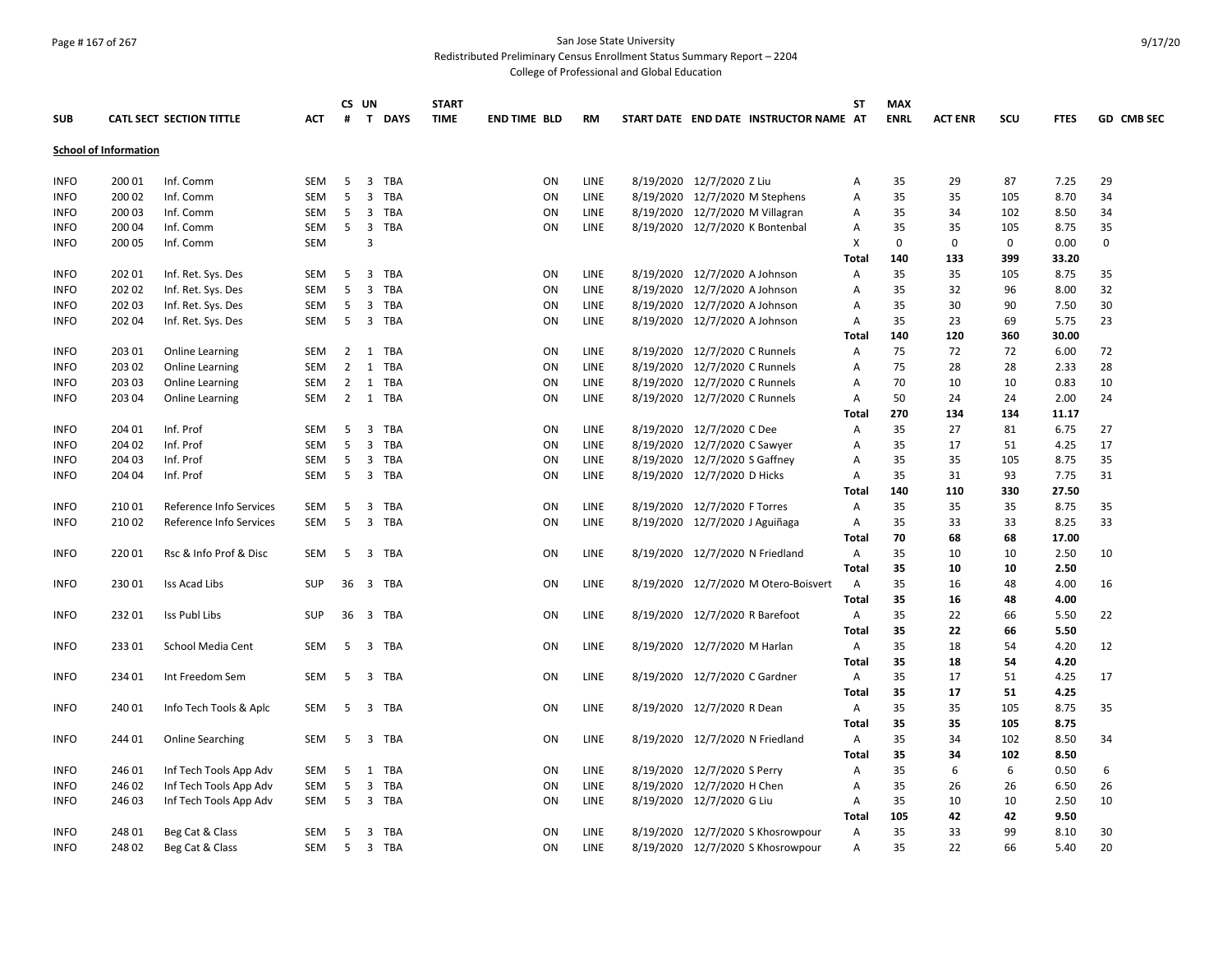San Jose State University
Redistributed Preliminary Census Enrollment Status Summary Report – 2204
College of Professional and Global Education

| SUB | CATL SECT | SECTION TITTLE | ACT | CS # | UN T | DAYS | START TIME | END TIME | BLD | RM | START DATE | END DATE | INSTRUCTOR NAME | ST AT | MAX ENRL | ACT ENR | SCU | FTES | GD | CMB SEC |
|---|---|---|---|---|---|---|---|---|---|---|---|---|---|---|---|---|---|---|---|---|
| **School of Information** | | | | | | | | | | | | | | | | | | | | |
| INFO | 200 01 | Inf. Comm | SEM | 5 | 3 | TBA | | | ON | LINE | 8/19/2020 | 12/7/2020 | Z Liu | A | 35 | 29 | 87 | 7.25 | 29 | |
| INFO | 200 02 | Inf. Comm | SEM | 5 | 3 | TBA | | | ON | LINE | 8/19/2020 | 12/7/2020 | M Stephens | A | 35 | 35 | 105 | 8.70 | 34 | |
| INFO | 200 03 | Inf. Comm | SEM | 5 | 3 | TBA | | | ON | LINE | 8/19/2020 | 12/7/2020 | M Villagran | A | 35 | 34 | 102 | 8.50 | 34 | |
| INFO | 200 04 | Inf. Comm | SEM | 5 | 3 | TBA | | | ON | LINE | 8/19/2020 | 12/7/2020 | K Bontenbal | A | 35 | 35 | 105 | 8.75 | 35 | |
| INFO | 200 05 | Inf. Comm | SEM | | 3 | | | | | | | | | X | 0 | 0 | 0 | 0.00 | 0 | |
| | | | | | | | | | | | | | | **Total** | **140** | **133** | **399** | **33.20** | | |
| INFO | 202 01 | Inf. Ret. Sys. Des | SEM | 5 | 3 | TBA | | | ON | LINE | 8/19/2020 | 12/7/2020 | A Johnson | A | 35 | 35 | 105 | 8.75 | 35 | |
| INFO | 202 02 | Inf. Ret. Sys. Des | SEM | 5 | 3 | TBA | | | ON | LINE | 8/19/2020 | 12/7/2020 | A Johnson | A | 35 | 32 | 96 | 8.00 | 32 | |
| INFO | 202 03 | Inf. Ret. Sys. Des | SEM | 5 | 3 | TBA | | | ON | LINE | 8/19/2020 | 12/7/2020 | A Johnson | A | 35 | 30 | 90 | 7.50 | 30 | |
| INFO | 202 04 | Inf. Ret. Sys. Des | SEM | 5 | 3 | TBA | | | ON | LINE | 8/19/2020 | 12/7/2020 | A Johnson | A | 35 | 23 | 69 | 5.75 | 23 | |
| | | | | | | | | | | | | | | **Total** | **140** | **120** | **360** | **30.00** | | |
| INFO | 203 01 | Online Learning | SEM | 2 | 1 | TBA | | | ON | LINE | 8/19/2020 | 12/7/2020 | C Runnels | A | 75 | 72 | 72 | 6.00 | 72 | |
| INFO | 203 02 | Online Learning | SEM | 2 | 1 | TBA | | | ON | LINE | 8/19/2020 | 12/7/2020 | C Runnels | A | 75 | 28 | 28 | 2.33 | 28 | |
| INFO | 203 03 | Online Learning | SEM | 2 | 1 | TBA | | | ON | LINE | 8/19/2020 | 12/7/2020 | C Runnels | A | 70 | 10 | 10 | 0.83 | 10 | |
| INFO | 203 04 | Online Learning | SEM | 2 | 1 | TBA | | | ON | LINE | 8/19/2020 | 12/7/2020 | C Runnels | A | 50 | 24 | 24 | 2.00 | 24 | |
| | | | | | | | | | | | | | | **Total** | **270** | **134** | **134** | **11.17** | | |
| INFO | 204 01 | Inf. Prof | SEM | 5 | 3 | TBA | | | ON | LINE | 8/19/2020 | 12/7/2020 | C Dee | A | 35 | 27 | 81 | 6.75 | 27 | |
| INFO | 204 02 | Inf. Prof | SEM | 5 | 3 | TBA | | | ON | LINE | 8/19/2020 | 12/7/2020 | C Sawyer | A | 35 | 17 | 51 | 4.25 | 17 | |
| INFO | 204 03 | Inf. Prof | SEM | 5 | 3 | TBA | | | ON | LINE | 8/19/2020 | 12/7/2020 | S Gaffney | A | 35 | 35 | 105 | 8.75 | 35 | |
| INFO | 204 04 | Inf. Prof | SEM | 5 | 3 | TBA | | | ON | LINE | 8/19/2020 | 12/7/2020 | D Hicks | A | 35 | 31 | 93 | 7.75 | 31 | |
| | | | | | | | | | | | | | | **Total** | **140** | **110** | **330** | **27.50** | | |
| INFO | 210 01 | Reference Info Services | SEM | 5 | 3 | TBA | | | ON | LINE | 8/19/2020 | 12/7/2020 | F Torres | A | 35 | 35 | 35 | 8.75 | 35 | |
| INFO | 210 02 | Reference Info Services | SEM | 5 | 3 | TBA | | | ON | LINE | 8/19/2020 | 12/7/2020 | J Aguiñaga | A | 35 | 33 | 33 | 8.25 | 33 | |
| | | | | | | | | | | | | | | **Total** | **70** | **68** | **68** | **17.00** | | |
| INFO | 220 01 | Rsc & Info Prof & Disc | SEM | 5 | 3 | TBA | | | ON | LINE | 8/19/2020 | 12/7/2020 | N Friedland | A | 35 | 10 | 10 | 2.50 | 10 | |
| | | | | | | | | | | | | | | **Total** | **35** | **10** | **10** | **2.50** | | |
| INFO | 230 01 | Iss Acad Libs | SUP | 36 | 3 | TBA | | | ON | LINE | 8/19/2020 | 12/7/2020 | M Otero-Boisvert | A | 35 | 16 | 48 | 4.00 | 16 | |
| | | | | | | | | | | | | | | **Total** | **35** | **16** | **48** | **4.00** | | |
| INFO | 232 01 | Iss Publ Libs | SUP | 36 | 3 | TBA | | | ON | LINE | 8/19/2020 | 12/7/2020 | R Barefoot | A | 35 | 22 | 66 | 5.50 | 22 | |
| | | | | | | | | | | | | | | **Total** | **35** | **22** | **66** | **5.50** | | |
| INFO | 233 01 | School Media Cent | SEM | 5 | 3 | TBA | | | ON | LINE | 8/19/2020 | 12/7/2020 | M Harlan | A | 35 | 18 | 54 | 4.20 | 12 | |
| | | | | | | | | | | | | | | **Total** | **35** | **18** | **54** | **4.20** | | |
| INFO | 234 01 | Int Freedom Sem | SEM | 5 | 3 | TBA | | | ON | LINE | 8/19/2020 | 12/7/2020 | C Gardner | A | 35 | 17 | 51 | 4.25 | 17 | |
| | | | | | | | | | | | | | | **Total** | **35** | **17** | **51** | **4.25** | | |
| INFO | 240 01 | Info Tech Tools & Aplc | SEM | 5 | 3 | TBA | | | ON | LINE | 8/19/2020 | 12/7/2020 | R Dean | A | 35 | 35 | 105 | 8.75 | 35 | |
| | | | | | | | | | | | | | | **Total** | **35** | **35** | **105** | **8.75** | | |
| INFO | 244 01 | Online Searching | SEM | 5 | 3 | TBA | | | ON | LINE | 8/19/2020 | 12/7/2020 | N Friedland | A | 35 | 34 | 102 | 8.50 | 34 | |
| | | | | | | | | | | | | | | **Total** | **35** | **34** | **102** | **8.50** | | |
| INFO | 246 01 | Inf Tech Tools App Adv | SEM | 5 | 1 | TBA | | | ON | LINE | 8/19/2020 | 12/7/2020 | S Perry | A | 35 | 6 | 6 | 0.50 | 6 | |
| INFO | 246 02 | Inf Tech Tools App Adv | SEM | 5 | 3 | TBA | | | ON | LINE | 8/19/2020 | 12/7/2020 | H Chen | A | 35 | 26 | 26 | 6.50 | 26 | |
| INFO | 246 03 | Inf Tech Tools App Adv | SEM | 5 | 3 | TBA | | | ON | LINE | 8/19/2020 | 12/7/2020 | G Liu | A | 35 | 10 | 10 | 2.50 | 10 | |
| | | | | | | | | | | | | | | **Total** | **105** | **42** | **42** | **9.50** | | |
| INFO | 248 01 | Beg Cat & Class | SEM | 5 | 3 | TBA | | | ON | LINE | 8/19/2020 | 12/7/2020 | S Khosrowpour | A | 35 | 33 | 99 | 8.10 | 30 | |
| INFO | 248 02 | Beg Cat & Class | SEM | 5 | 3 | TBA | | | ON | LINE | 8/19/2020 | 12/7/2020 | S Khosrowpour | A | 35 | 22 | 66 | 5.40 | 20 | |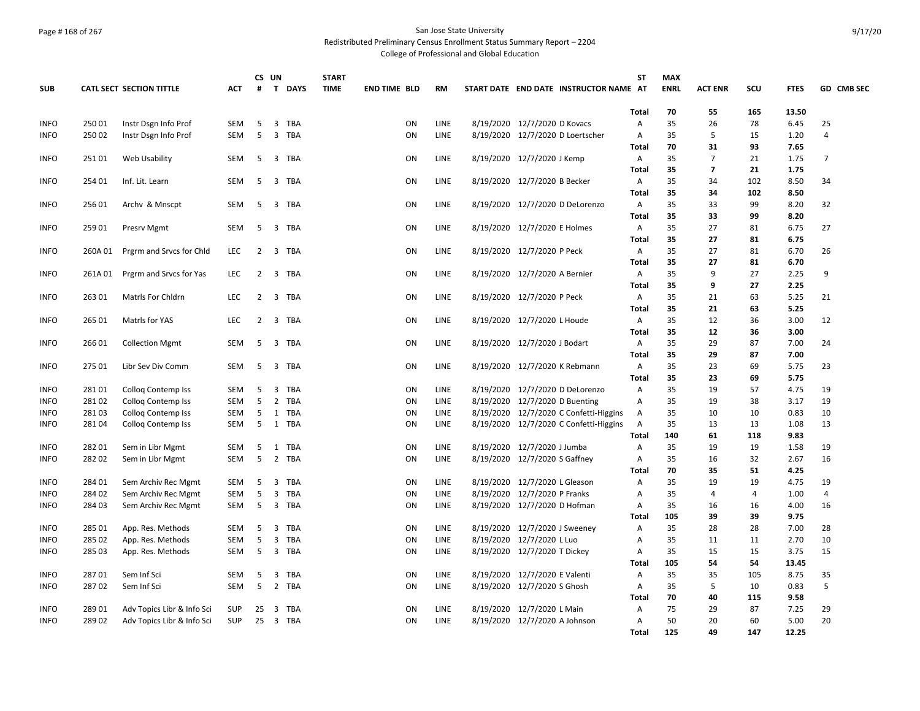San Jose State University
Redistributed Preliminary Census Enrollment Status Summary Report – 2204
College of Professional and Global Education

| SUB | CATL SECT | SECTION TITTLE | ACT | CS # | UN T | DAYS | START TIME | END TIME | BLD | RM | START DATE | END DATE | INSTRUCTOR NAME | ST AT | MAX ENRL | ACT ENR | SCU | FTES | GD | CMB SEC |
|---|---|---|---|---|---|---|---|---|---|---|---|---|---|---|---|---|---|---|---|---|
| | | | | | | | | | | | | | | **Total** | **70** | **55** | **165** | **13.50** | | |
| INFO | 250 01 | Instr Dsgn Info Prof | SEM | 5 | 3 | TBA | | | ON | LINE | 8/19/2020 | 12/7/2020 | D Kovacs | A | 35 | 26 | 78 | 6.45 | 25 | |
| INFO | 250 02 | Instr Dsgn Info Prof | SEM | 5 | 3 | TBA | | | ON | LINE | 8/19/2020 | 12/7/2020 | D Loertscher | A | 35 | 5 | 15 | 1.20 | 4 | |
| | | | | | | | | | | | | | | **Total** | **70** | **31** | **93** | **7.65** | | |
| INFO | 251 01 | Web Usability | SEM | 5 | 3 | TBA | | | ON | LINE | 8/19/2020 | 12/7/2020 | J Kemp | A | 35 | 7 | 21 | 1.75 | 7 | |
| | | | | | | | | | | | | | | **Total** | **35** | **7** | **21** | **1.75** | | |
| INFO | 254 01 | Inf. Lit. Learn | SEM | 5 | 3 | TBA | | | ON | LINE | 8/19/2020 | 12/7/2020 | B Becker | A | 35 | 34 | 102 | 8.50 | 34 | |
| | | | | | | | | | | | | | | **Total** | **35** | **34** | **102** | **8.50** | | |
| INFO | 256 01 | Archv & Mnscpt | SEM | 5 | 3 | TBA | | | ON | LINE | 8/19/2020 | 12/7/2020 | D DeLorenzo | A | 35 | 33 | 99 | 8.20 | 32 | |
| | | | | | | | | | | | | | | **Total** | **35** | **33** | **99** | **8.20** | | |
| INFO | 259 01 | Presrv Mgmt | SEM | 5 | 3 | TBA | | | ON | LINE | 8/19/2020 | 12/7/2020 | E Holmes | A | 35 | 27 | 81 | 6.75 | 27 | |
| | | | | | | | | | | | | | | **Total** | **35** | **27** | **81** | **6.75** | | |
| INFO | 260A 01 | Prgrm and Srvcs for Chld | LEC | 2 | 3 | TBA | | | ON | LINE | 8/19/2020 | 12/7/2020 | P Peck | A | 35 | 27 | 81 | 6.70 | 26 | |
| | | | | | | | | | | | | | | **Total** | **35** | **27** | **81** | **6.70** | | |
| INFO | 261A 01 | Prgrm and Srvcs for Yas | LEC | 2 | 3 | TBA | | | ON | LINE | 8/19/2020 | 12/7/2020 | A Bernier | A | 35 | 9 | 27 | 2.25 | 9 | |
| | | | | | | | | | | | | | | **Total** | **35** | **9** | **27** | **2.25** | | |
| INFO | 263 01 | Matrls For Chldrn | LEC | 2 | 3 | TBA | | | ON | LINE | 8/19/2020 | 12/7/2020 | P Peck | A | 35 | 21 | 63 | 5.25 | 21 | |
| | | | | | | | | | | | | | | **Total** | **35** | **21** | **63** | **5.25** | | |
| INFO | 265 01 | Matrls for YAS | LEC | 2 | 3 | TBA | | | ON | LINE | 8/19/2020 | 12/7/2020 | L Houde | A | 35 | 12 | 36 | 3.00 | 12 | |
| | | | | | | | | | | | | | | **Total** | **35** | **12** | **36** | **3.00** | | |
| INFO | 266 01 | Collection Mgmt | SEM | 5 | 3 | TBA | | | ON | LINE | 8/19/2020 | 12/7/2020 | J Bodart | A | 35 | 29 | 87 | 7.00 | 24 | |
| | | | | | | | | | | | | | | **Total** | **35** | **29** | **87** | **7.00** | | |
| INFO | 275 01 | Libr Sev Div Comm | SEM | 5 | 3 | TBA | | | ON | LINE | 8/19/2020 | 12/7/2020 | K Rebmann | A | 35 | 23 | 69 | 5.75 | 23 | |
| | | | | | | | | | | | | | | **Total** | **35** | **23** | **69** | **5.75** | | |
| INFO | 281 01 | Colloq Contemp Iss | SEM | 5 | 3 | TBA | | | ON | LINE | 8/19/2020 | 12/7/2020 | D DeLorenzo | A | 35 | 19 | 57 | 4.75 | 19 | |
| INFO | 281 02 | Colloq Contemp Iss | SEM | 5 | 2 | TBA | | | ON | LINE | 8/19/2020 | 12/7/2020 | D Buenting | A | 35 | 19 | 38 | 3.17 | 19 | |
| INFO | 281 03 | Colloq Contemp Iss | SEM | 5 | 1 | TBA | | | ON | LINE | 8/19/2020 | 12/7/2020 | C Confetti-Higgins | A | 35 | 10 | 10 | 0.83 | 10 | |
| INFO | 281 04 | Colloq Contemp Iss | SEM | 5 | 1 | TBA | | | ON | LINE | 8/19/2020 | 12/7/2020 | C Confetti-Higgins | A | 35 | 13 | 13 | 1.08 | 13 | |
| | | | | | | | | | | | | | | **Total** | **140** | **61** | **118** | **9.83** | | |
| INFO | 282 01 | Sem in Libr Mgmt | SEM | 5 | 1 | TBA | | | ON | LINE | 8/19/2020 | 12/7/2020 | J Jumba | A | 35 | 19 | 19 | 1.58 | 19 | |
| INFO | 282 02 | Sem in Libr Mgmt | SEM | 5 | 2 | TBA | | | ON | LINE | 8/19/2020 | 12/7/2020 | S Gaffney | A | 35 | 16 | 32 | 2.67 | 16 | |
| | | | | | | | | | | | | | | **Total** | **70** | **35** | **51** | **4.25** | | |
| INFO | 284 01 | Sem Archiv Rec Mgmt | SEM | 5 | 3 | TBA | | | ON | LINE | 8/19/2020 | 12/7/2020 | L Gleason | A | 35 | 19 | 19 | 4.75 | 19 | |
| INFO | 284 02 | Sem Archiv Rec Mgmt | SEM | 5 | 3 | TBA | | | ON | LINE | 8/19/2020 | 12/7/2020 | P Franks | A | 35 | 4 | 4 | 1.00 | 4 | |
| INFO | 284 03 | Sem Archiv Rec Mgmt | SEM | 5 | 3 | TBA | | | ON | LINE | 8/19/2020 | 12/7/2020 | D Hofman | A | 35 | 16 | 16 | 4.00 | 16 | |
| | | | | | | | | | | | | | | **Total** | **105** | **39** | **39** | **9.75** | | |
| INFO | 285 01 | App. Res. Methods | SEM | 5 | 3 | TBA | | | ON | LINE | 8/19/2020 | 12/7/2020 | J Sweeney | A | 35 | 28 | 28 | 7.00 | 28 | |
| INFO | 285 02 | App. Res. Methods | SEM | 5 | 3 | TBA | | | ON | LINE | 8/19/2020 | 12/7/2020 | L Luo | A | 35 | 11 | 11 | 2.70 | 10 | |
| INFO | 285 03 | App. Res. Methods | SEM | 5 | 3 | TBA | | | ON | LINE | 8/19/2020 | 12/7/2020 | T Dickey | A | 35 | 15 | 15 | 3.75 | 15 | |
| | | | | | | | | | | | | | | **Total** | **105** | **54** | **54** | **13.45** | | |
| INFO | 287 01 | Sem Inf Sci | SEM | 5 | 3 | TBA | | | ON | LINE | 8/19/2020 | 12/7/2020 | E Valenti | A | 35 | 35 | 105 | 8.75 | 35 | |
| INFO | 287 02 | Sem Inf Sci | SEM | 5 | 2 | TBA | | | ON | LINE | 8/19/2020 | 12/7/2020 | S Ghosh | A | 35 | 5 | 10 | 0.83 | 5 | |
| | | | | | | | | | | | | | | **Total** | **70** | **40** | **115** | **9.58** | | |
| INFO | 289 01 | Adv Topics Libr & Info Sci | SUP | 25 | 3 | TBA | | | ON | LINE | 8/19/2020 | 12/7/2020 | L Main | A | 75 | 29 | 87 | 7.25 | 29 | |
| INFO | 289 02 | Adv Topics Libr & Info Sci | SUP | 25 | 3 | TBA | | | ON | LINE | 8/19/2020 | 12/7/2020 | A Johnson | A | 50 | 20 | 60 | 5.00 | 20 | |
| | | | | | | | | | | | | | | **Total** | **125** | **49** | **147** | **12.25** | | |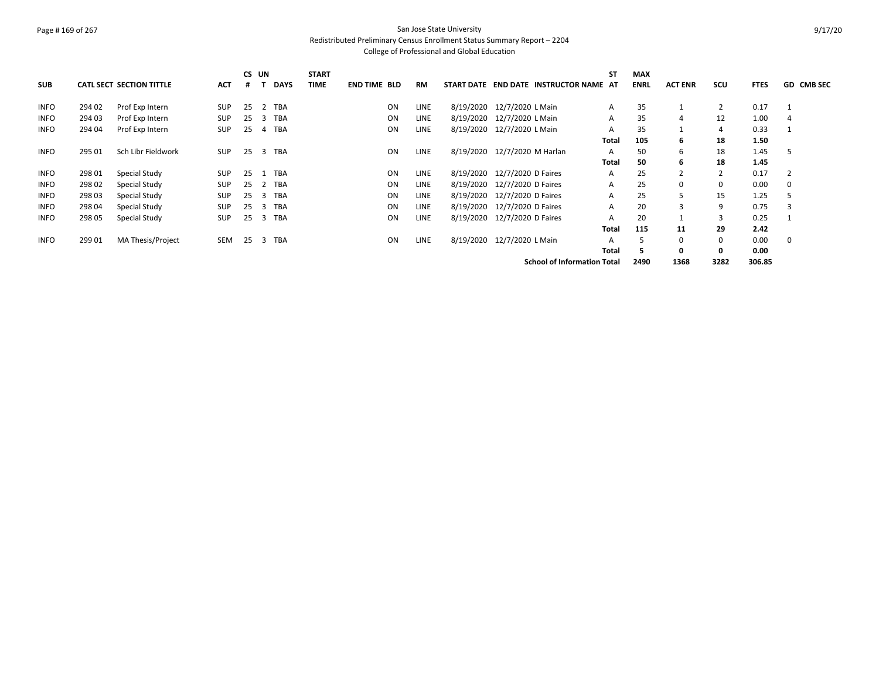San Jose State University

Redistributed Preliminary Census Enrollment Status Summary Report – 2204

College of Professional and Global Education

| SUB | CATL SECT | SECTION TITTLE | ACT | CS # | UN T | DAYS | START TIME | END TIME | BLD | RM | START DATE | END DATE | INSTRUCTOR NAME | ST AT | MAX ENRL | ACT ENR | SCU | FTES | GD | CMB SEC |
|---|---|---|---|---|---|---|---|---|---|---|---|---|---|---|---|---|---|---|---|---|
| INFO | 294 02 | Prof Exp Intern | SUP | 25 | 2 | TBA | | | ON | LINE | 8/19/2020 | 12/7/2020 | L Main | A | 35 | 1 | 2 | 0.17 | 1 | |
| INFO | 294 03 | Prof Exp Intern | SUP | 25 | 3 | TBA | | | ON | LINE | 8/19/2020 | 12/7/2020 | L Main | A | 35 | 4 | 12 | 1.00 | 4 | |
| INFO | 294 04 | Prof Exp Intern | SUP | 25 | 4 | TBA | | | ON | LINE | 8/19/2020 | 12/7/2020 | L Main | A | 35 | 1 | 4 | 0.33 | 1 | |
| | | | | | | | | | | | | | | **Total** | **105** | **6** | **18** | **1.50** | | |
| INFO | 295 01 | Sch Libr Fieldwork | SUP | 25 | 3 | TBA | | | ON | LINE | 8/19/2020 | 12/7/2020 | M Harlan | A | 50 | 6 | 18 | 1.45 | 5 | |
| | | | | | | | | | | | | | | **Total** | **50** | **6** | **18** | **1.45** | | |
| INFO | 298 01 | Special Study | SUP | 25 | 1 | TBA | | | ON | LINE | 8/19/2020 | 12/7/2020 | D Faires | A | 25 | 2 | 2 | 0.17 | 2 | |
| INFO | 298 02 | Special Study | SUP | 25 | 2 | TBA | | | ON | LINE | 8/19/2020 | 12/7/2020 | D Faires | A | 25 | 0 | 0 | 0.00 | 0 | |
| INFO | 298 03 | Special Study | SUP | 25 | 3 | TBA | | | ON | LINE | 8/19/2020 | 12/7/2020 | D Faires | A | 25 | 5 | 15 | 1.25 | 5 | |
| INFO | 298 04 | Special Study | SUP | 25 | 3 | TBA | | | ON | LINE | 8/19/2020 | 12/7/2020 | D Faires | A | 20 | 3 | 9 | 0.75 | 3 | |
| INFO | 298 05 | Special Study | SUP | 25 | 3 | TBA | | | ON | LINE | 8/19/2020 | 12/7/2020 | D Faires | A | 20 | 1 | 3 | 0.25 | 1 | |
| | | | | | | | | | | | | | | **Total** | **115** | **11** | **29** | **2.42** | | |
| INFO | 299 01 | MA Thesis/Project | SEM | 25 | 3 | TBA | | | ON | LINE | 8/19/2020 | 12/7/2020 | L Main | A | 5 | 0 | 0 | 0.00 | 0 | |
| | | | | | | | | | | | | | | **Total** | **5** | **0** | **0** | **0.00** | | |
| | | | | | | | | | | | | | **School of Information Total** | | **2490** | **1368** | **3282** | **306.85** | | |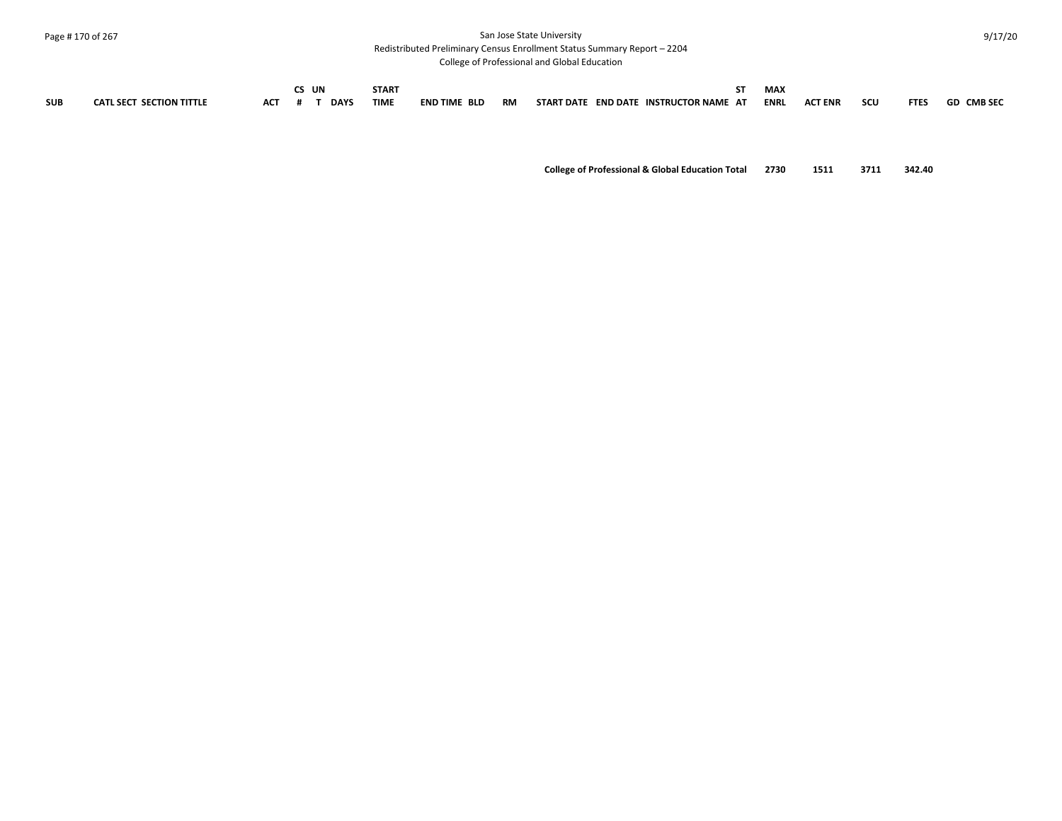| SUB | CATL SECT SECTION TITTLE | ACT | CS # | UNT | DAYS | START TIME | END TIME | BLD | RM | START DATE | END DATE | INSTRUCTOR NAME | STAT | MAX ENRL | ACT ENR | SCU | FTES | GD | CMB SEC |
|---|---|---|---|---|---|---|---|---|---|---|---|---|---|---|---|---|---|---|---|
| | | | | | | | | | | | | **College of Professional & Global Education Total** | | **2730** | **1511** | **3711** | **342.40** | | |